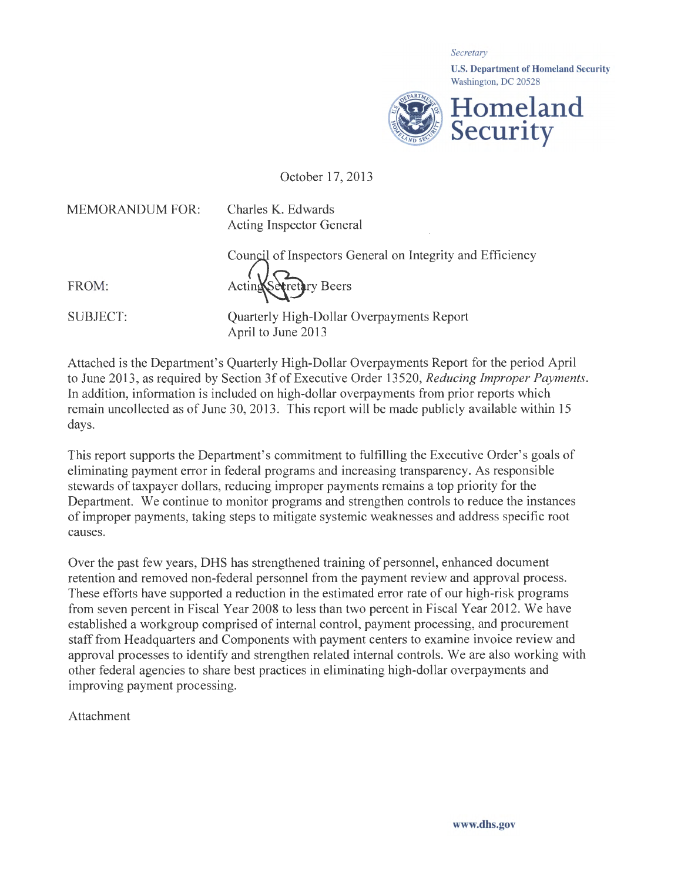*Secretary*

**U.S. Department of Homeland Security**
Washington, DC 20528

**Homeland Security**

October 17, 2013

MEMORANDUM FOR: Charles K. Edwards
Acting Inspector General

Council of Inspectors General on Integrity and Efficiency

FROM: Acting Secretary Beers

SUBJECT: Quarterly High-Dollar Overpayments Report
April to June 2013

Attached is the Department's Quarterly High-Dollar Overpayments Report for the period April to June 2013, as required by Section 3f of Executive Order 13520, *Reducing Improper Payments*. In addition, information is included on high-dollar overpayments from prior reports which remain uncollected as of June 30, 2013. This report will be made publicly available within 15 days.

This report supports the Department's commitment to fulfilling the Executive Order's goals of eliminating payment error in federal programs and increasing transparency. As responsible stewards of taxpayer dollars, reducing improper payments remains a top priority for the Department. We continue to monitor programs and strengthen controls to reduce the instances of improper payments, taking steps to mitigate systemic weaknesses and address specific root causes.

Over the past few years, DHS has strengthened training of personnel, enhanced document retention and removed non-federal personnel from the payment review and approval process. These efforts have supported a reduction in the estimated error rate of our high-risk programs from seven percent in Fiscal Year 2008 to less than two percent in Fiscal Year 2012. We have established a workgroup comprised of internal control, payment processing, and procurement staff from Headquarters and Components with payment centers to examine invoice review and approval processes to identify and strengthen related internal controls. We are also working with other federal agencies to share best practices in eliminating high-dollar overpayments and improving payment processing.

Attachment

www.dhs.gov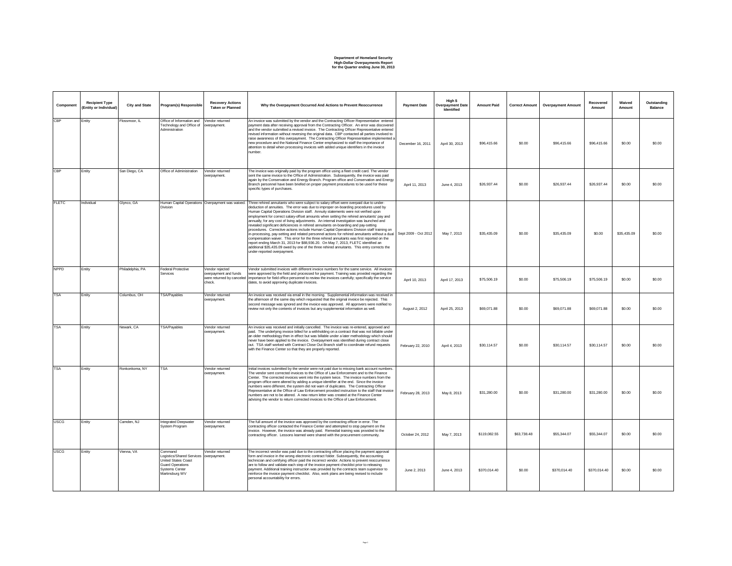**Department of Homeland Security**
**High-Dollar Overpayments Report**
**for the Quarter ending June 30, 2013**

| Component | Recipient Type (Entity or Individual) | City and State | Program(s) Responsible | Recovery Actions Taken or Planned | Why the Overpayment Occurred And Actions to Prevent Reoccurrence | Payment Date | High $ Overpayment Date Identified | Amount Paid | Correct Amount | Overpayment Amount | Recovered Amount | Waived Amount | Outstanding Balance |
|---|---|---|---|---|---|---|---|---|---|---|---|---|---|
| CBP | Entity | Flossmoor, IL | Office of Information and Technology and Office of Administration | Vendor returned overpayment. | An invoice was submitted by the vendor and the Contracting Officer Representative entered payment data after receiving approval from the Contracting Officer. An error was discovered and the vendor submitted a revised invoice. The Contracting Officer Representative entered revised information without reversing the original data. CBP contacted all parties involved to raise awareness of this overpayment. The Contracting Officer Representative implemented a new procedure and the National Finance Center emphasized to staff the importance of attention to detail when processing invoices with added unique identifiers in the invoice number. | December 16, 2011 | April 30, 2013 | $96,415.66 | $0.00 | $96,415.66 | $96,415.66 | $0.00 | $0.00 |
| CBP | Entity | San Diego, CA | Office of Administration | Vendor returned overpayment. | The invoice was originally paid by the program office using a fleet credit card. The vendor sent the same invoice to the Office of Administration. Subsequently, the invoice was paid again by the Conservation and Energy Branch. Program office and Conservation and Energy Branch personnel have been briefed on proper payment procedures to be used for these specific types of purchases. | April 11, 2013 | June 4, 2013 | $26,937.44 | $0.00 | $26,937.44 | $26,937.44 | $0.00 | $0.00 |
| FLETC | Individual | Glynco, GA | Human Capital Operations Division | Overpayment was waived. | Three rehired annuitants who were subject to salary offset were overpaid due to under-deduction of annuities. The error was due to improper on-boarding procedures used by Human Capital Operations Division staff. Annuity statements were not verified upon employment for correct salary-offset amounts when setting the rehired annuitants' pay and annually, for any cost of living adjustments. An internal investigation was launched and revealed significant deficiencies in rehired annuitants on-boarding and pay-setting procedures. Corrective actions include Human Capital Operations Division staff training on in-processing, pay-setting and related personnel actions for rehired annuitants without a dual compensation waiver. This error for the three rehired annuitants was first reported on the report ending March 31, 2013 for $88,936.20. On May 7, 2013, FLETC identified an additional $35,435.09 owed by one of the three rehired annuitants. This entry corrects the under-reported overpayment. | Sept 2009 - Oct 2012 | May 7, 2013 | $35,435.09 | $0.00 | $35,435.09 | $0.00 | $35,435.09 | $0.00 |
| NPPD | Entity | Philadelphia, PA | Federal Protective Services | Vendor rejected overpayment and funds were returned by canceled check. | Vendor submitted invoices with different invoice numbers for the same service. All invoices were approved by the field and processed for payment. Training was provided regarding the importance for field office personnel to review the invoices carefully; specifically the service dates, to avoid approving duplicate invoices. | April 10, 2013 | April 17, 2013 | $75,506.19 | $0.00 | $75,506.19 | $75,506.19 | $0.00 | $0.00 |
| TSA | Entity | Columbus, OH | TSA/Payables | Vendor returned overpayment. | An invoice was received via email in the morning. Supplemental information was received in the afternoon of the same day which requested that the original invoice be rejected. This second message was ignored and the invoice was approved. All approvers were notified to review not only the contents of invoices but any supplemental information as well. | August 2, 2012 | April 25, 2013 | $69,071.88 | $0.00 | $69,071.88 | $69,071.88 | $0.00 | $0.00 |
| TSA | Entity | Newark, CA | TSA/Payables | Vendor returned overpayment. | An invoice was received and initially cancelled. The invoice was re-entered, approved and paid. The underlying invoice billed for a withholding on a contract that was not billable under an older methodology then in effect but was billable under a later methodology which should never have been applied to the invoice. Overpayment was identified during contract close out. TSA staff worked with Contract Close Out Branch staff to coordinate refund requests with the Finance Center so that they are properly reported. | February 22, 2010 | April 4, 2013 | $30,114.57 | $0.00 | $30,114.57 | $30,114.57 | $0.00 | $0.00 |
| TSA | Entity | Ronkonkoma, NY | TSA | Vendor returned overpayment. | Initial invoices submitted by the vendor were not paid due to missing bank account numbers. The vendor sent corrected invoices to the Office of Law Enforcement and to the Finance Center. The corrected invoices went into the system twice. The invoice numbers from the program office were altered by adding a unique identifier at the end. Since the invoice numbers were different, the system did not warn of duplicates. The Contracting Officer Representative at the Office of Law Enforcement provided instruction to the staff that invoice numbers are not to be altered. A new return letter was created at the Finance Center advising the vendor to return corrected invoices to the Office of Law Enforcement. | February 28, 2013 | May 8, 2013 | $31,280.00 | $0.00 | $31,280.00 | $31,280.00 | $0.00 | $0.00 |
| USCG | Entity | Camden, NJ | Integrated Deepwater System Program | Vendor returned overpayment. | The full amount of the invoice was approved by the contracting officer in error. The contracting officer contacted the Finance Center and attempted to stop payment on the invoice. However, the invoice was already paid. Remedial training was provided to the contracting officer. Lessons learned were shared with the procurement community. | October 24, 2012 | May 7, 2013 | $119,082.55 | $63,738.48 | $55,344.07 | $55,344.07 | $0.00 | $0.00 |
| USCG | Entity | Vienna, VA | Command Logistics/Shared Services United States Coast Guard Operations Systems Center Martinsburg WV | Vendor returned overpayment. | The incorrect vendor was paid due to the contracting officer placing the payment approval form and invoice in the wrong electronic contract folder. Subsequently, the accounting technician and certifying officer paid the incorrect vendor. Actions to prevent reoccurrence are to follow and validate each step of the invoice payment checklist prior to releasing payment. Additional training instruction was provided by the contracts team supervisor to reinforce the invoice payment checklist. Also, work plans are being revised to include personal accountability for errors. | June 2, 2013 | June 4, 2013 | $370,014.40 | $0.00 | $370,014.40 | $370,014.40 | $0.00 | $0.00 |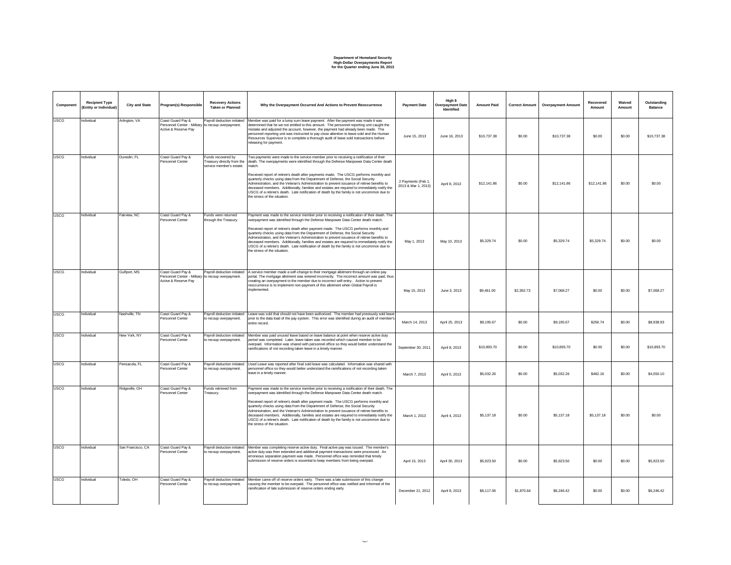**Department of Homeland Security**
**High-Dollar Overpayments Report**
**for the Quarter ending June 30, 2013**

| Component | Recipient Type (Entity or Individual) | City and State | Program(s) Responsible | Recovery Actions Taken or Planned | Why the Overpayment Occurred And Actions to Prevent Reoccurrence | Payment Date | High $ Overpayment Date Identified | Amount Paid | Correct Amount | Overpayment Amount | Recovered Amount | Waived Amount | Outstanding Balance |
|---|---|---|---|---|---|---|---|---|---|---|---|---|---|
| USCG | Individual | Arlington, VA | Coast Guard Pay & Personnel Center - Military Active & Reserve Pay | Payroll deduction initiated to recoup overpayment. | Member was paid for a lump sum leave payment. After the payment was made it was determined that he we not entitled to this amount. The personnel reporting unit caught the mistake and adjusted the account, however, the payment had already been made. The personnel reporting unit was instructed to pay close attention to leave sold and the Human Resources Supervisor is to complete a thorough audit of leave sold transactions before releasing for payment. | June 15, 2013 | June 16, 2013 | $10,737.38 | $0.00 | $10,737.38 | $0.00 | $0.00 | $10,737.38 |
| USCG | Individual | Dunedin, FL | Coast Guard Pay & Personnel Center | Funds recovered by Treasury directly from the service member's estate. | Two payments were made to the service member prior to receiving a notification of their death. The overpayments were identified through the Defense Manpower Data Center death match.<br><br>Received report of retiree's death after payments made. The USCG performs monthly and quarterly checks using data from the Department of Defense, the Social Security Administration, and the Veteran's Administration to prevent issuance of retiree benefits to deceased members. Additionally, families and estates are required to immediately notify the USCG of a retiree's death. Late notification of death by the family is not uncommon due to the stress of the situation. | 2 Payments (Feb 1, 2013 & Mar 1, 2013) | April 8, 2013 | $12,141.86 | $0.00 | $12,141.86 | $12,141.86 | $0.00 | $0.00 |
| USCG | Individual | Fairview, NC | Coast Guard Pay & Personnel Center | Funds were returned through the Treasury. | Payment was made to the service member prior to receiving a notification of their death. The overpayment was identified through the Defense Manpower Data Center death match.<br><br>Received report of retiree's death after payment made. The USCG performs monthly and quarterly checks using data from the Department of Defense, the Social Security Administration, and the Veteran's Administration to prevent issuance of retiree benefits to deceased members. Additionally, families and estates are required to immediately notify the USCG of a retiree's death. Late notification of death by the family is not uncommon due to the stress of the situation. | May 1, 2013 | May 10, 2013 | $5,329.74 | $0.00 | $5,329.74 | $5,329.74 | $0.00 | $0.00 |
| USCG | Individual | Gulfport, MS | Coast Guard Pay & Personnel Center - Military Active & Reserve Pay | Payroll deduction initiated to recoup overpayment. | A service member made a self-change to their mortgage allotment through an online pay portal. The mortgage allotment was entered incorrectly. The incorrect amount was paid, thus creating an overpayment to the member due to incorrect self-entry.. Action to prevent reoccurrence is to implement non-payment of this allotment when Global Payroll is implemented. | May 15, 2013 | June 3, 2013 | $9,461.00 | $2,392.73 | $7,068.27 | $0.00 | $0.00 | $7,068.27 |
| USCG | Individual | Nashville, TN | Coast Guard Pay & Personnel Center | Payroll deduction initiated to recoup overpayment. | Leave was sold that should not have been authorized. The member had previously sold leave prior to the data load of the pay system. This error was identified during an audit of member's entire record. | March 14, 2013 | April 25, 2013 | $9,195.67 | $0.00 | $9,195.67 | $256.74 | $0.00 | $8,938.93 |
| USCG | Individual | New York, NY | Coast Guard Pay & Personnel Center | Payroll deduction initiated to recoup overpayment. | Member was paid unused leave based on leave balance at point when reserve active duty period was completed. Later, leave taken was recorded which caused member to be overpaid. Information was shared with personnel office so they would better understand the ramifications of not recording taken leave in a timely manner. | September 30, 2011 | April 8, 2013 | $10,893.70 | $0.00 | $10,893.70 | $0.00 | $0.00 | $10,893.70 |
| USCG | Individual | Pensacola, FL | Coast Guard Pay & Personnel Center | Payroll deduction initiated to recoup overpayment. | Used Leave was reported after final sold leave was calculated. Information was shared with personnel office so they would better understand the ramifications of not recording taken leave in a timely manner. | March 7, 2013 | April 5, 2013 | $5,032.26 | $0.00 | $5,032.26 | $482.16 | $0.00 | $4,550.10 |
| USCG | Individual | Ridgeville, OH | Coast Guard Pay & Personnel Center | Funds retrieved from Treasury. | Payment was made to the service member prior to receiving a notification of their death. The overpayment was identified through the Defense Manpower Data Center death match.<br><br>Received report of retiree's death after payment made. The USCG performs monthly and quarterly checks using data from the Department of Defense, the Social Security Administration, and the Veteran's Administration to prevent issuance of retiree benefits to deceased members. Additionally, families and estates are required to immediately notify the USCG of a retiree's death. Late notification of death by the family is not uncommon due to the stress of the situation. | March 1, 2013 | April 4, 2013 | $5,137.18 | $0.00 | $5,137.18 | $5,137.18 | $0.00 | $0.00 |
| USCG | Individual | San Francisco, CA | Coast Guard Pay & Personnel Center | Payroll deduction initiated to recoup overpayment. | Member was completing reserve active duty. Final active pay was issued. The member's active duty was then extended and additional payment transactions were processed. An erroneous separation payment was made. Personnel office was reminded that timely submission of reserve orders is essential to keep members from being overpaid. | April 15, 2013 | April 30, 2013 | $5,923.50 | $0.00 | $5,923.50 | $0.00 | $0.00 | $5,923.50 |
| USCG | Individual | Toledo, OH | Coast Guard Pay & Personnel Center | Payroll deduction initiated to recoup overpayment. | Member came off of reserve orders early. There was a late submission of this change causing the member to be overpaid. The personnel office was notified and informed of the ramification of late submission of reserve orders ending early. | December 21, 2012 | April 8, 2013 | $8,117.06 | $1,870.64 | $6,246.42 | $0.00 | $0.00 | $6,246.42 |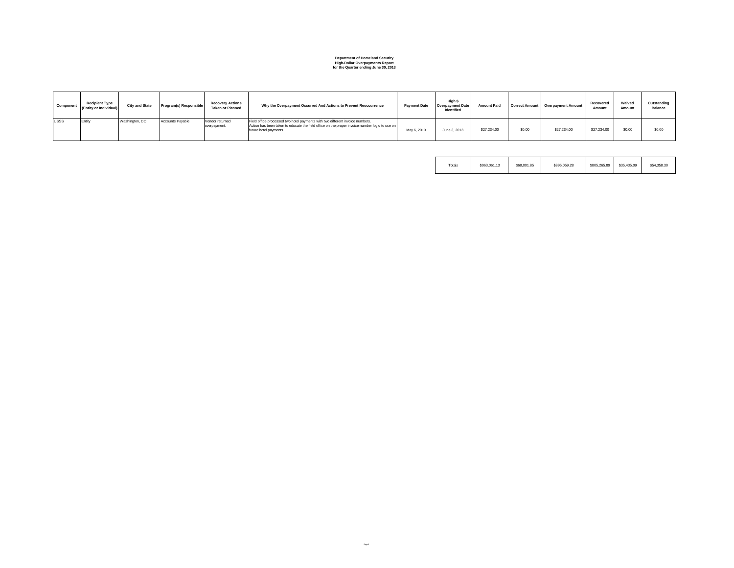**Department of Homeland Security**
**High-Dollar Overpayments Report**
**for the Quarter ending June 30, 2013**

| Component | Recipient Type (Entity or Individual) | City and State | Program(s) Responsible | Recovery Actions Taken or Planned | Why the Overpayment Occurred And Actions to Prevent Reoccurrence | Payment Date | High $ Overpayment Date Identified | Amount Paid | Correct Amount | Overpayment Amount | Recovered Amount | Waived Amount | Outstanding Balance |
|---|---|---|---|---|---|---|---|---|---|---|---|---|---|
| USSS | Entity | Washington, DC | Accounts Payable | Vendor returned overpayment. | Field office processed two hotel payments with two different invoice numbers. Action has been taken to educate the field office on the proper invoice number logic to use on future hotel payments. | May 6, 2013 | June 3, 2013 | $27,234.00 | $0.00 | $27,234.00 | $27,234.00 | $0.00 | $0.00 |
| | | | | | | | Totals | $963,061.13 | $68,001.85 | $895,059.28 | $805,265.89 | $35,435.09 | $54,358.30 |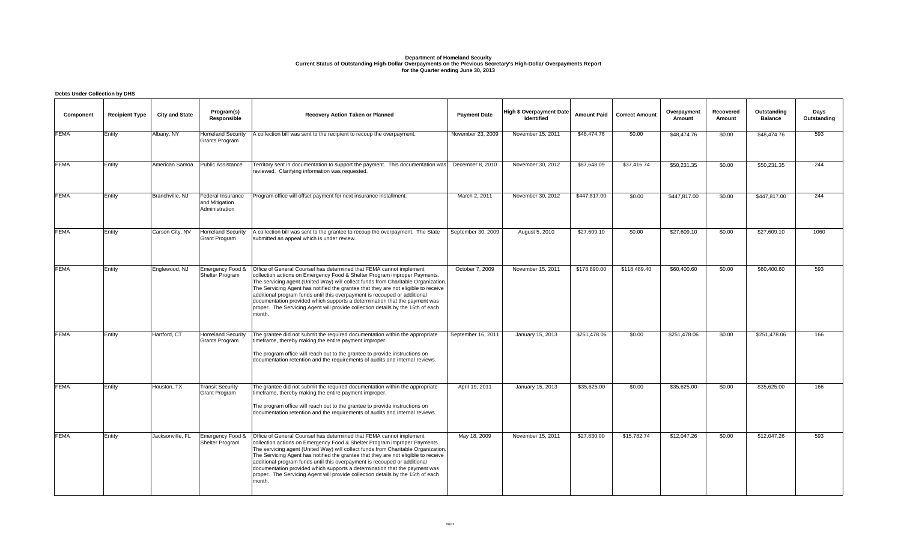# Department of Homeland Security
## Current Status of Outstanding High-Dollar Overpayments on the Previous Secretary's High-Dollar Overpayments Report
### for the Quarter ending June 30, 2013

**Debts Under Collection by DHS**

| Component | Recipient Type | City and State | Program(s) Responsible | Recovery Action Taken or Planned | Payment Date | High $ Overpayment Date Identified | Amount Paid | Correct Amount | Overpayment Amount | Recovered Amount | Outstanding Balance | Days Outstanding |
|---|---|---|---|---|---|---|---|---|---|---|---|---|
| FEMA | Entity | Albany, NY | Homeland Security Grants Program | A collection bill was sent to the recipient to recoup the overpayment. | November 23, 2009 | November 15, 2011 | $48,474.76 | $0.00 | $48,474.76 | $0.00 | $48,474.76 | 593 |
| FEMA | Entity | American Samoa | Public Assistance | Territory sent in documentation to support the payment. This documentation was reviewed. Clarifying information was requested. | December 8, 2010 | November 30, 2012 | $87,648.09 | $37,416.74 | $50,231.35 | $0.00 | $50,231.35 | 244 |
| FEMA | Entity | Branchville, NJ | Federal Insurance and Mitigation Administration | Program office will offset payment for next insurance installment. | March 2, 2011 | November 30, 2012 | $447,817.00 | $0.00 | $447,817.00 | $0.00 | $447,817.00 | 244 |
| FEMA | Entity | Carson City, NV | Homeland Security Grant Program | A collection bill was sent to the grantee to recoup the overpayment. The State submitted an appeal which is under review. | September 30, 2009 | August 5, 2010 | $27,609.10 | $0.00 | $27,609.10 | $0.00 | $27,609.10 | 1060 |
| FEMA | Entity | Englewood, NJ | Emergency Food & Shelter Program | Office of General Counsel has determined that FEMA cannot implement collection actions on Emergency Food & Shelter Program improper Payments. The servicing agent (United Way) will collect funds from Charitable Organization. The Servicing Agent has notified the grantee that they are not eligible to receive additional program funds until this overpayment is recouped or additional documentation provided which supports a determination that the payment was proper. The Servicing Agent will provide collection details by the 15th of each month. | October 7, 2009 | November 15, 2011 | $178,890.00 | $118,489.40 | $60,400.60 | $0.00 | $60,400.60 | 593 |
| FEMA | Entity | Hartford, CT | Homeland Security Grants Program | The grantee did not submit the required documentation within the appropriate timeframe, thereby making the entire payment improper.<br><br>The program office will reach out to the grantee to provide instructions on documentation retention and the requirements of audits and internal reviews. | September 16, 2011 | January 15, 2013 | $251,478.06 | $0.00 | $251,478.06 | $0.00 | $251,478.06 | 166 |
| FEMA | Entity | Houston, TX | Transit Security Grant Program | The grantee did not submit the required documentation within the appropriate timeframe, thereby making the entire payment improper.<br><br>The program office will reach out to the grantee to provide instructions on documentation retention and the requirements of audits and internal reviews. | April 19, 2011 | January 15, 2013 | $35,625.00 | $0.00 | $35,625.00 | $0.00 | $35,625.00 | 166 |
| FEMA | Entity | Jacksonville, FL | Emergency Food & Shelter Program | Office of General Counsel has determined that FEMA cannot implement collection actions on Emergency Food & Shelter Program improper Payments. The servicing agent (United Way) will collect funds from Charitable Organization. The Servicing Agent has notified the grantee that they are not eligible to receive additional program funds until this overpayment is recouped or additional documentation provided which supports a determination that the payment was proper. The Servicing Agent will provide collection details by the 15th of each month. | May 18, 2009 | November 15, 2011 | $27,830.00 | $15,782.74 | $12,047.26 | $0.00 | $12,047.26 | 593 |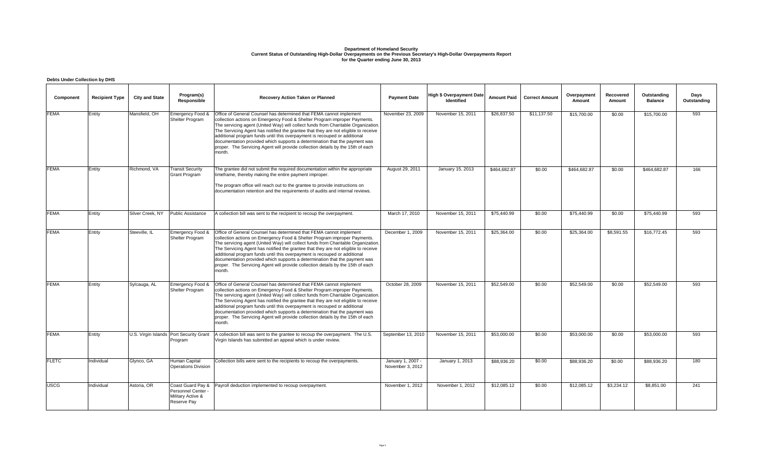**Department of Homeland Security**
**Current Status of Outstanding High-Dollar Overpayments on the Previous Secretary's High-Dollar Overpayments Report**
**for the Quarter ending June 30, 2013**

**Debts Under Collection by DHS**

| Component | Recipient Type | City and State | Program(s) Responsible | Recovery Action Taken or Planned | Payment Date | High $ Overpayment Date Identified | Amount Paid | Correct Amount | Overpayment Amount | Recovered Amount | Outstanding Balance | Days Outstanding |
|---|---|---|---|---|---|---|---|---|---|---|---|---|
| FEMA | Entity | Mansfield, OH | Emergency Food & Shelter Program | Office of General Counsel has determined that FEMA cannot implement collection actions on Emergency Food & Shelter Program improper Payments. The servicing agent (United Way) will collect funds from Charitable Organization. The Servicing Agent has notified the grantee that they are not eligible to receive additional program funds until this overpayment is recouped or additional documentation provided which supports a determination that the payment was proper. The Servicing Agent will provide collection details by the 15th of each month. | November 23, 2009 | November 15, 2011 | $26,837.50 | $11,137.50 | $15,700.00 | $0.00 | $15,700.00 | 593 |
| FEMA | Entity | Richmond, VA | Transit Security Grant Program | The grantee did not submit the required documentation within the appropriate timeframe, thereby making the entire payment improper.<br><br>The program office will reach out to the grantee to provide instructions on documentation retention and the requirements of audits and internal reviews. | August 29, 2011 | January 15, 2013 | $464,682.87 | $0.00 | $464,682.87 | $0.00 | $464,682.87 | 166 |
| FEMA | Entity | Silver Creek, NY | Public Assistance | A collection bill was sent to the recipient to recoup the overpayment. | March 17, 2010 | November 15, 2011 | $75,440.99 | $0.00 | $75,440.99 | $0.00 | $75,440.99 | 593 |
| FEMA | Entity | Steeville, IL | Emergency Food & Shelter Program | Office of General Counsel has determined that FEMA cannot implement collection actions on Emergency Food & Shelter Program improper Payments. The servicing agent (United Way) will collect funds from Charitable Organization. The Servicing Agent has notified the grantee that they are not eligible to receive additional program funds until this overpayment is recouped or additional documentation provided which supports a determination that the payment was proper. The Servicing Agent will provide collection details by the 15th of each month. | December 1, 2009 | November 15, 2011 | $25,364.00 | $0.00 | $25,364.00 | $8,591.55 | $16,772.45 | 593 |
| FEMA | Entity | Sylcauga, AL | Emergency Food & Shelter Program | Office of General Counsel has determined that FEMA cannot implement collection actions on Emergency Food & Shelter Program improper Payments. The servicing agent (United Way) will collect funds from Charitable Organization. The Servicing Agent has notified the grantee that they are not eligible to receive additional program funds until this overpayment is recouped or additional documentation provided which supports a determination that the payment was proper. The Servicing Agent will provide collection details by the 15th of each month. | October 28, 2009 | November 15, 2011 | $52,549.00 | $0.00 | $52,549.00 | $0.00 | $52,549.00 | 593 |
| FEMA | Entity | U.S. Virgin Islands | Port Security Grant Program | A collection bill was sent to the grantee to recoup the overpayment. The U.S. Virgin Islands has submitted an appeal which is under review. | September 13, 2010 | November 15, 2011 | $53,000.00 | $0.00 | $53,000.00 | $0.00 | $53,000.00 | 593 |
| FLETC | Individual | Glynco, GA | Human Capital Operations Division | Collection bills were sent to the recipients to recoup the overpayments. | January 1, 2007 - November 3, 2012 | January 1, 2013 | $88,936.20 | $0.00 | $88,936.20 | $0.00 | $88,936.20 | 180 |
| USCG | Individual | Astoria, OR | Coast Guard Pay & Personnel Center - Military Active & Reserve Pay | Payroll deduction implemented to recoup overpayment. | November 1, 2012 | November 1, 2012 | $12,085.12 | $0.00 | $12,085.12 | $3,234.12 | $8,851.00 | 241 |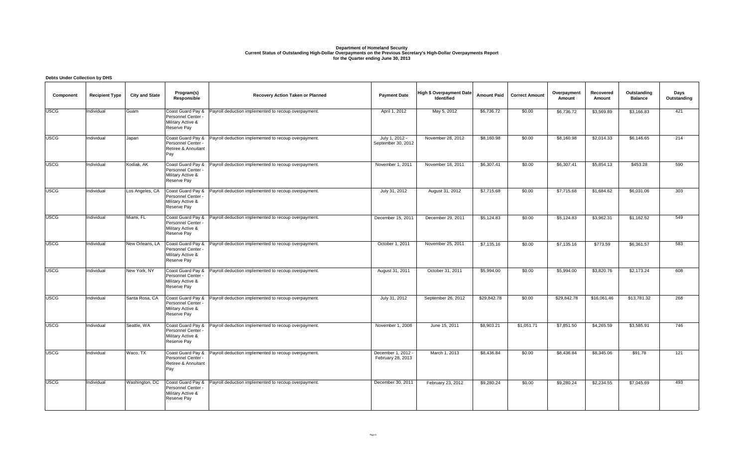**Department of Homeland Security**
**Current Status of Outstanding High-Dollar Overpayments on the Previous Secretary's High-Dollar Overpayments Report**
**for the Quarter ending June 30, 2013**

**Debts Under Collection by DHS**

| Component | Recipient Type | City and State | Program(s) Responsible | Recovery Action Taken or Planned | Payment Date | High $ Overpayment Date Identified | Amount Paid | Correct Amount | Overpayment Amount | Recovered Amount | Outstanding Balance | Days Outstanding |
|---|---|---|---|---|---|---|---|---|---|---|---|---|
| USCG | Individual | Guam | Coast Guard Pay & Personnel Center - Military Active & Reserve Pay | Payroll deduction implemented to recoup overpayment. | April 1, 2012 | May 5, 2012 | $6,736.72 | $0.00 | $6,736.72 | $3,569.89 | $3,166.83 | 421 |
| USCG | Individual | Japan | Coast Guard Pay & Personnel Center - Retiree & Annuitant Pay | Payroll deduction implemented to recoup overpayment. | July 1, 2012 - September 30, 2012 | November 28, 2012 | $8,160.98 | $0.00 | $8,160.98 | $2,014.33 | $6,146.65 | 214 |
| USCG | Individual | Kodiak, AK | Coast Guard Pay & Personnel Center - Military Active & Reserve Pay | Payroll deduction implemented to recoup overpayment. | November 1, 2011 | November 18, 2011 | $6,307.41 | $0.00 | $6,307.41 | $5,854.13 | $453.28 | 590 |
| USCG | Individual | Los Angeles, CA | Coast Guard Pay & Personnel Center - Military Active & Reserve Pay | Payroll deduction implemented to recoup overpayment. | July 31, 2012 | August 31, 2012 | $7,715.68 | $0.00 | $7,715.68 | $1,684.62 | $6,031.06 | 303 |
| USCG | Individual | Miami, FL | Coast Guard Pay & Personnel Center - Military Active & Reserve Pay | Payroll deduction implemented to recoup overpayment. | December 15, 2011 | December 29, 2011 | $5,124.83 | $0.00 | $5,124.83 | $3,962.31 | $1,162.52 | 549 |
| USCG | Individual | New Orleans, LA | Coast Guard Pay & Personnel Center - Military Active & Reserve Pay | Payroll deduction implemented to recoup overpayment. | October 1, 2011 | November 25, 2011 | $7,135.16 | $0.00 | $7,135.16 | $773.59 | $6,361.57 | 583 |
| USCG | Individual | New York, NY | Coast Guard Pay & Personnel Center - Military Active & Reserve Pay | Payroll deduction implemented to recoup overpayment. | August 31, 2011 | October 31, 2011 | $5,994.00 | $0.00 | $5,994.00 | $3,820.76 | $2,173.24 | 608 |
| USCG | Individual | Santa Rosa, CA | Coast Guard Pay & Personnel Center - Military Active & Reserve Pay | Payroll deduction implemented to recoup overpayment. | July 31, 2012 | September 26, 2012 | $29,842.78 | $0.00 | $29,842.78 | $16,061.46 | $13,781.32 | 268 |
| USCG | Individual | Seattle, WA | Coast Guard Pay & Personnel Center - Military Active & Reserve Pay | Payroll deduction implemented to recoup overpayment. | November 1, 2008 | June 15, 2011 | $8,903.21 | $1,051.71 | $7,851.50 | $4,265.59 | $3,585.91 | 746 |
| USCG | Individual | Waco, TX | Coast Guard Pay & Personnel Center - Retiree & Annuitant Pay | Payroll deduction implemented to recoup overpayment. | December 1, 2012 - February 28, 2013 | March 1, 2013 | $8,436.84 | $0.00 | $8,436.84 | $8,345.06 | $91.78 | 121 |
| USCG | Individual | Washington, DC | Coast Guard Pay & Personnel Center - Military Active & Reserve Pay | Payroll deduction implemented to recoup overpayment. | December 30, 2011 | February 23, 2012 | $9,280.24 | $0.00 | $9,280.24 | $2,234.55 | $7,045.69 | 493 |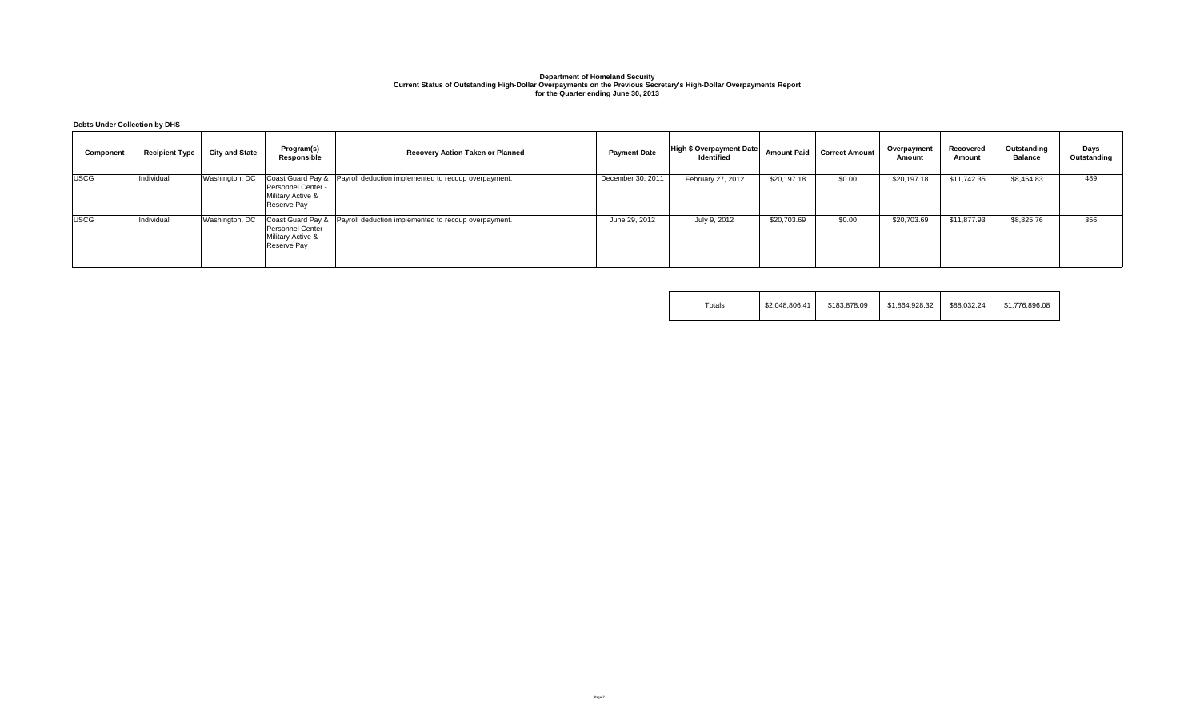**Department of Homeland Security**
**Current Status of Outstanding High-Dollar Overpayments on the Previous Secretary's High-Dollar Overpayments Report**
**for the Quarter ending June 30, 2013**

**Debts Under Collection by DHS**

| Component | Recipient Type | City and State | Program(s) Responsible | Recovery Action Taken or Planned | Payment Date | High $ Overpayment Date Identified | Amount Paid | Correct Amount | Overpayment Amount | Recovered Amount | Outstanding Balance | Days Outstanding |
|---|---|---|---|---|---|---|---|---|---|---|---|---|
| USCG | Individual | Washington, DC | Coast Guard Pay & Personnel Center - Military Active & Reserve Pay | Payroll deduction implemented to recoup overpayment. | December 30, 2011 | February 27, 2012 | $20,197.18 | $0.00 | $20,197.18 | $11,742.35 | $8,454.83 | 489 |
| USCG | Individual | Washington, DC | Coast Guard Pay & Personnel Center - Military Active & Reserve Pay | Payroll deduction implemented to recoup overpayment. | June 29, 2012 | July 9, 2012 | $20,703.69 | $0.00 | $20,703.69 | $11,877.93 | $8,825.76 | 356 |
| | | | | | | Totals | $2,048,806.41 | $183,878.09 | $1,864,928.32 | $88,032.24 | $1,776,896.08 | |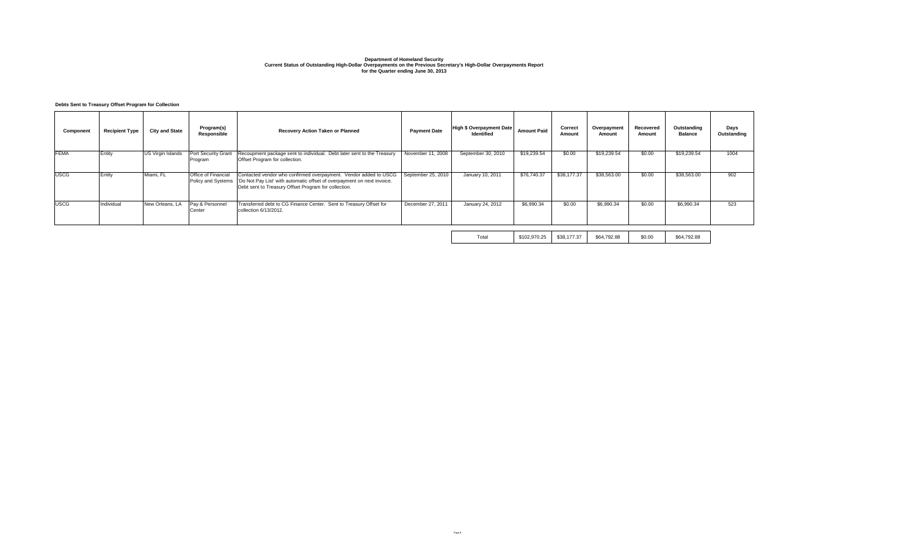**Department of Homeland Security**
**Current Status of Outstanding High-Dollar Overpayments on the Previous Secretary's High-Dollar Overpayments Report**
**for the Quarter ending June 30, 2013**

**Debts Sent to Treasury Offset Program for Collection**

| Component | Recipient Type | City and State | Program(s) Responsible | Recovery Action Taken or Planned | Payment Date | High $ Overpayment Date Identified | Amount Paid | Correct Amount | Overpayment Amount | Recovered Amount | Outstanding Balance | Days Outstanding |
|---|---|---|---|---|---|---|---|---|---|---|---|---|
| FEMA | Entity | US Virgin Islands | Port Security Grant Program | Recoupment package sent to individual. Debt later sent to the Treasury Offset Program for collection. | November 11, 2008 | September 30, 2010 | $19,239.54 | $0.00 | $19,239.54 | $0.00 | $19,239.54 | 1004 |
| USCG | Entity | Miami, FL | Office of Financial Policy and Systems | Contacted vendor who confirmed overpayment. Vendor added to USCG 'Do Not Pay List' with automatic offset of overpayment on next invoice. Debt sent to Treasury Offset Program for collection. | September 25, 2010 | January 10, 2011 | $76,740.37 | $38,177.37 | $38,563.00 | $0.00 | $38,563.00 | 902 |
| USCG | Individual | New Orleans, LA | Pay & Personnel Center | Transferred debt to CG Finance Center. Sent to Treasury Offset for collection 6/13/2012. | December 27, 2011 | January 24, 2012 | $6,990.34 | $0.00 | $6,990.34 | $0.00 | $6,990.34 | 523 |
| | | | | | | Total | $102,970.25 | $38,177.37 | $64,792.88 | $0.00 | $64,792.88 | |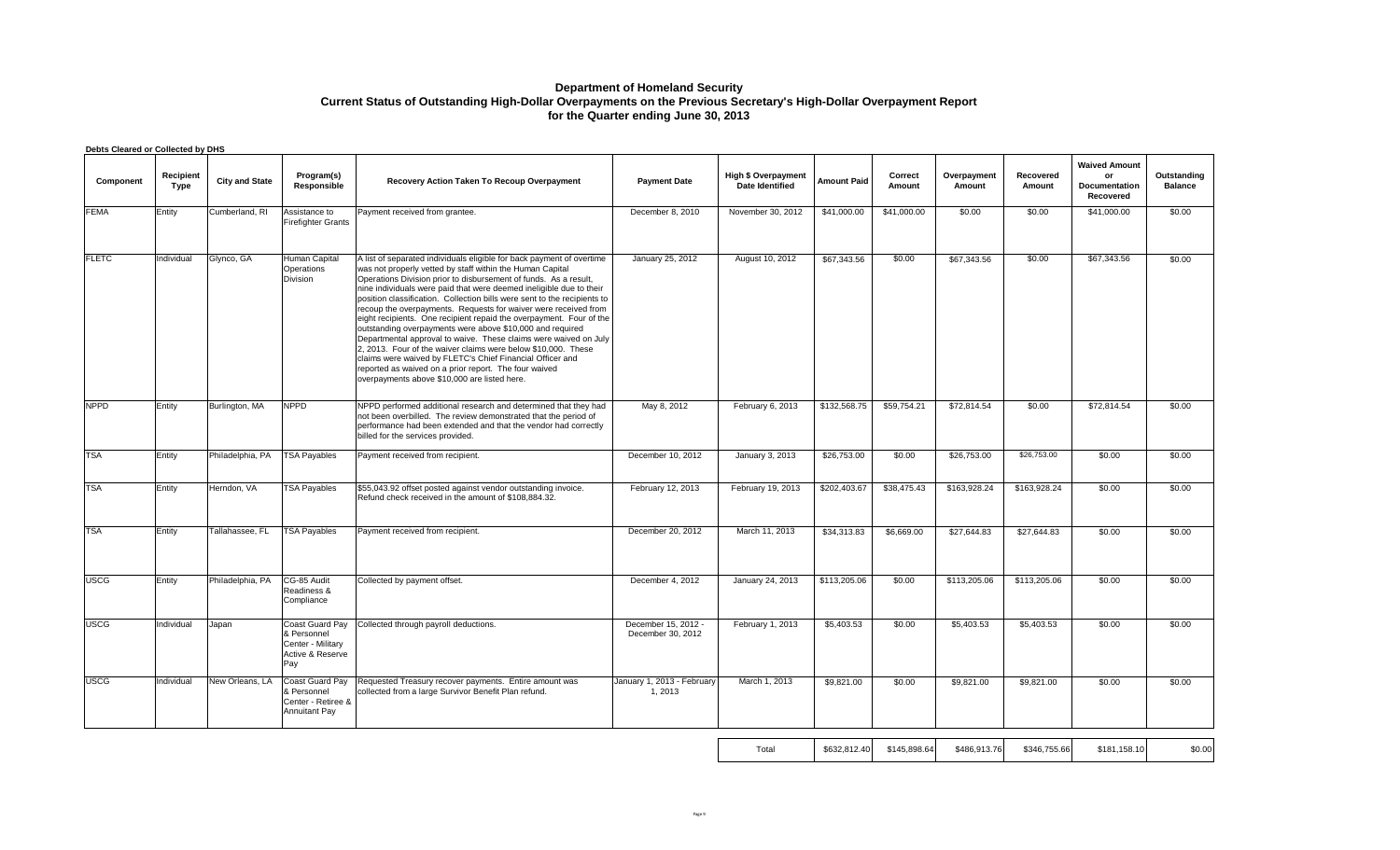# Department of Homeland Security
## Current Status of Outstanding High-Dollar Overpayments on the Previous Secretary's High-Dollar Overpayment Report
## for the Quarter ending June 30, 2013

**Debts Cleared or Collected by DHS**

| Component | Recipient Type | City and State | Program(s) Responsible | Recovery Action Taken To Recoup Overpayment | Payment Date | High $ Overpayment Date Identified | Amount Paid | Correct Amount | Overpayment Amount | Recovered Amount | Waived Amount or Documentation Recovered | Outstanding Balance |
|---|---|---|---|---|---|---|---|---|---|---|---|---|
| FEMA | Entity | Cumberland, RI | Assistance to Firefighter Grants | Payment received from grantee. | December 8, 2010 | November 30, 2012 | $41,000.00 | $41,000.00 | $0.00 | $0.00 | $41,000.00 | $0.00 |
| FLETC | Individual | Glynco, GA | Human Capital Operations Division | A list of separated individuals eligible for back payment of overtime was not properly vetted by staff within the Human Capital Operations Division prior to disbursement of funds. As a result, nine individuals were paid that were deemed ineligible due to their position classification. Collection bills were sent to the recipients to recoup the overpayments. Requests for waiver were received from eight recipients. One recipient repaid the overpayment. Four of the outstanding overpayments were above $10,000 and required Departmental approval to waive. These claims were waived on July 2, 2013. Four of the waiver claims were below $10,000. These claims were waived by FLETC's Chief Financial Officer and reported as waived on a prior report. The four waived overpayments above $10,000 are listed here. | January 25, 2012 | August 10, 2012 | $67,343.56 | $0.00 | $67,343.56 | $0.00 | $67,343.56 | $0.00 |
| NPPD | Entity | Burlington, MA | NPPD | NPPD performed additional research and determined that they had not been overbilled. The review demonstrated that the period of performance had been extended and that the vendor had correctly billed for the services provided. | May 8, 2012 | February 6, 2013 | $132,568.75 | $59,754.21 | $72,814.54 | $0.00 | $72,814.54 | $0.00 |
| TSA | Entity | Philadelphia, PA | TSA Payables | Payment received from recipient. | December 10, 2012 | January 3, 2013 | $26,753.00 | $0.00 | $26,753.00 | $26,753.00 | $0.00 | $0.00 |
| TSA | Entity | Herndon, VA | TSA Payables | $55,043.92 offset posted against vendor outstanding invoice. Refund check received in the amount of $108,884.32. | February 12, 2013 | February 19, 2013 | $202,403.67 | $38,475.43 | $163,928.24 | $163,928.24 | $0.00 | $0.00 |
| TSA | Entity | Tallahassee, FL | TSA Payables | Payment received from recipient. | December 20, 2012 | March 11, 2013 | $34,313.83 | $6,669.00 | $27,644.83 | $27,644.83 | $0.00 | $0.00 |
| USCG | Entity | Philadelphia, PA | CG-85 Audit Readiness & Compliance | Collected by payment offset. | December 4, 2012 | January 24, 2013 | $113,205.06 | $0.00 | $113,205.06 | $113,205.06 | $0.00 | $0.00 |
| USCG | Individual | Japan | Coast Guard Pay & Personnel Center - Military Active & Reserve Pay | Collected through payroll deductions. | December 15, 2012 - December 30, 2012 | February 1, 2013 | $5,403.53 | $0.00 | $5,403.53 | $5,403.53 | $0.00 | $0.00 |
| USCG | Individual | New Orleans, LA | Coast Guard Pay & Personnel Center - Retiree & Annuitant Pay | Requested Treasury recover payments. Entire amount was collected from a large Survivor Benefit Plan refund. | January 1, 2013 - February 1, 2013 | March 1, 2013 | $9,821.00 | $0.00 | $9,821.00 | $9,821.00 | $0.00 | $0.00 |
| | | | | | | Total | $632,812.40 | $145,898.64 | $486,913.76 | $346,755.66 | $181,158.10 | $0.00 |